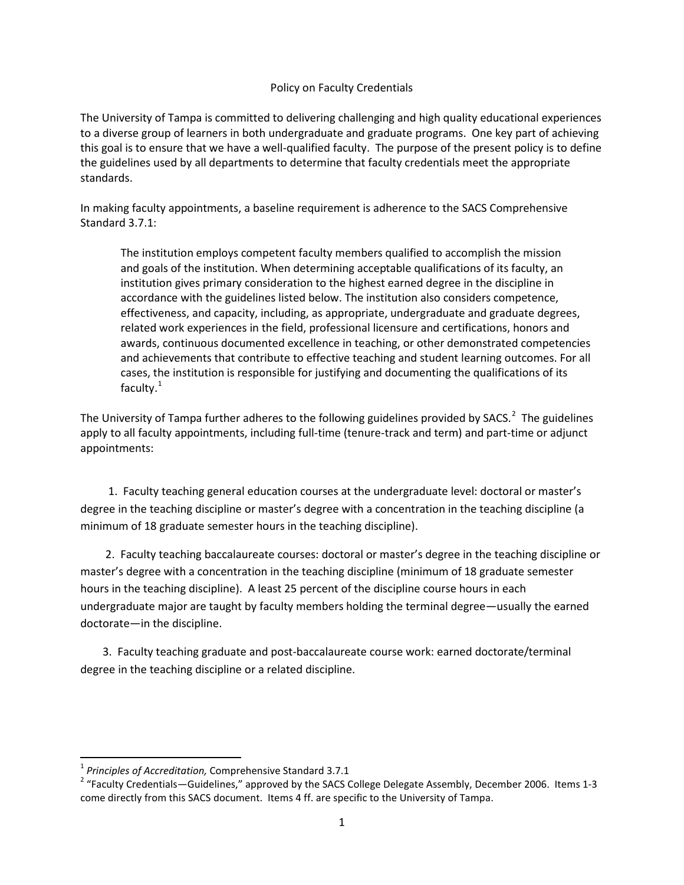# Policy on Faculty Credentials

The University of Tampa is committed to delivering challenging and high quality educational experiences to a diverse group of learners in both undergraduate and graduate programs. One key part of achieving this goal is to ensure that we have a well-qualified faculty. The purpose of the present policy is to define the guidelines used by all departments to determine that faculty credentials meet the appropriate standards.

In making faculty appointments, a baseline requirement is adherence to the SACS Comprehensive Standard 3.7.1:

> The institution employs competent faculty members qualified to accomplish the mission and goals of the institution. When determining acceptable qualifications of its faculty, an institution gives primary consideration to the highest earned degree in the discipline in accordance with the guidelines listed below. The institution also considers competence, effectiveness, and capacity, including, as appropriate, undergraduate and graduate degrees, related work experiences in the field, professional licensure and certifications, honors and awards, continuous documented excellence in teaching, or other demonstrated competencies and achievements that contribute to effective teaching and student learning outcomes. For all cases, the institution is responsible for justifying and documenting the qualifications of its faculty.[1]

The University of Tampa further adheres to the following guidelines provided by SACS.[2] The guidelines apply to all faculty appointments, including full-time (tenure-track and term) and part-time or adjunct appointments:

1. Faculty teaching general education courses at the undergraduate level: doctoral or master's degree in the teaching discipline or master's degree with a concentration in the teaching discipline (a minimum of 18 graduate semester hours in the teaching discipline).

2. Faculty teaching baccalaureate courses: doctoral or master's degree in the teaching discipline or master's degree with a concentration in the teaching discipline (minimum of 18 graduate semester hours in the teaching discipline). A least 25 percent of the discipline course hours in each undergraduate major are taught by faculty members holding the terminal degree—usually the earned doctorate—in the discipline.

3. Faculty teaching graduate and post-baccalaureate course work: earned doctorate/terminal degree in the teaching discipline or a related discipline.

---

[1] *Principles of Accreditation,* Comprehensive Standard 3.7.1

[2] "Faculty Credentials—Guidelines," approved by the SACS College Delegate Assembly, December 2006. Items 1-3 come directly from this SACS document. Items 4 ff. are specific to the University of Tampa.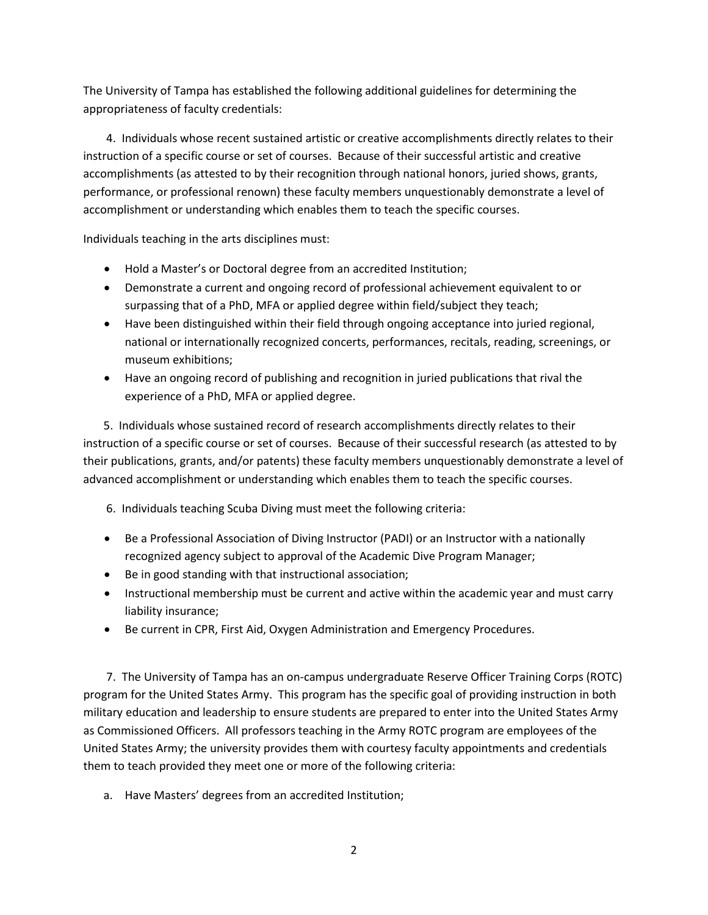The University of Tampa has established the following additional guidelines for determining the appropriateness of faculty credentials:

4. Individuals whose recent sustained artistic or creative accomplishments directly relates to their instruction of a specific course or set of courses. Because of their successful artistic and creative accomplishments (as attested to by their recognition through national honors, juried shows, grants, performance, or professional renown) these faculty members unquestionably demonstrate a level of accomplishment or understanding which enables them to teach the specific courses.

Individuals teaching in the arts disciplines must:

- Hold a Master's or Doctoral degree from an accredited Institution;
- Demonstrate a current and ongoing record of professional achievement equivalent to or surpassing that of a PhD, MFA or applied degree within field/subject they teach;
- Have been distinguished within their field through ongoing acceptance into juried regional, national or internationally recognized concerts, performances, recitals, reading, screenings, or museum exhibitions;
- Have an ongoing record of publishing and recognition in juried publications that rival the experience of a PhD, MFA or applied degree.

5. Individuals whose sustained record of research accomplishments directly relates to their instruction of a specific course or set of courses. Because of their successful research (as attested to by their publications, grants, and/or patents) these faculty members unquestionably demonstrate a level of advanced accomplishment or understanding which enables them to teach the specific courses.

6. Individuals teaching Scuba Diving must meet the following criteria:

- Be a Professional Association of Diving Instructor (PADI) or an Instructor with a nationally recognized agency subject to approval of the Academic Dive Program Manager;
- Be in good standing with that instructional association;
- Instructional membership must be current and active within the academic year and must carry liability insurance;
- Be current in CPR, First Aid, Oxygen Administration and Emergency Procedures.

7. The University of Tampa has an on-campus undergraduate Reserve Officer Training Corps (ROTC) program for the United States Army. This program has the specific goal of providing instruction in both military education and leadership to ensure students are prepared to enter into the United States Army as Commissioned Officers. All professors teaching in the Army ROTC program are employees of the United States Army; the university provides them with courtesy faculty appointments and credentials them to teach provided they meet one or more of the following criteria:

a. Have Masters' degrees from an accredited Institution;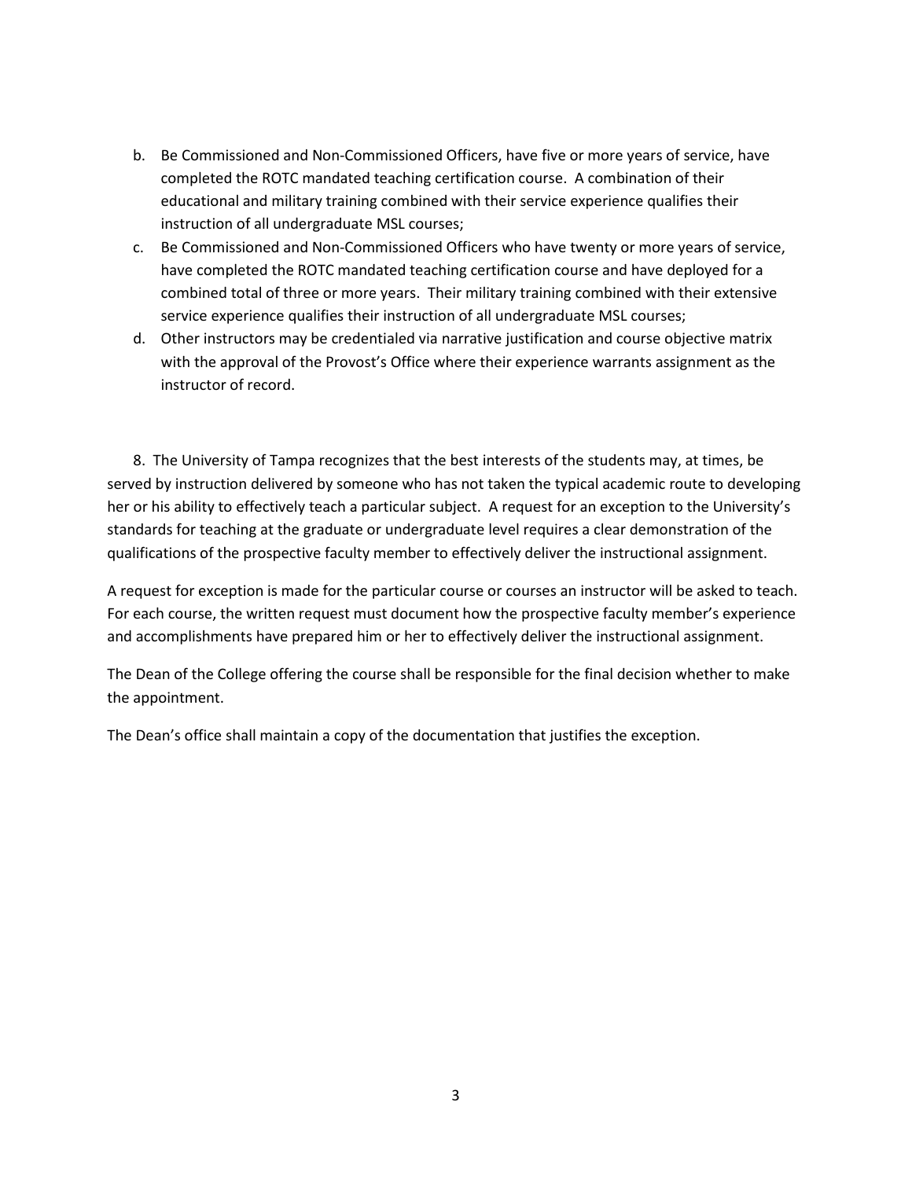b. Be Commissioned and Non-Commissioned Officers, have five or more years of service, have completed the ROTC mandated teaching certification course. A combination of their educational and military training combined with their service experience qualifies their instruction of all undergraduate MSL courses;
c. Be Commissioned and Non-Commissioned Officers who have twenty or more years of service, have completed the ROTC mandated teaching certification course and have deployed for a combined total of three or more years. Their military training combined with their extensive service experience qualifies their instruction of all undergraduate MSL courses;
d. Other instructors may be credentialed via narrative justification and course objective matrix with the approval of the Provost's Office where their experience warrants assignment as the instructor of record.

8. The University of Tampa recognizes that the best interests of the students may, at times, be served by instruction delivered by someone who has not taken the typical academic route to developing her or his ability to effectively teach a particular subject. A request for an exception to the University's standards for teaching at the graduate or undergraduate level requires a clear demonstration of the qualifications of the prospective faculty member to effectively deliver the instructional assignment.

A request for exception is made for the particular course or courses an instructor will be asked to teach. For each course, the written request must document how the prospective faculty member's experience and accomplishments have prepared him or her to effectively deliver the instructional assignment.

The Dean of the College offering the course shall be responsible for the final decision whether to make the appointment.

The Dean's office shall maintain a copy of the documentation that justifies the exception.